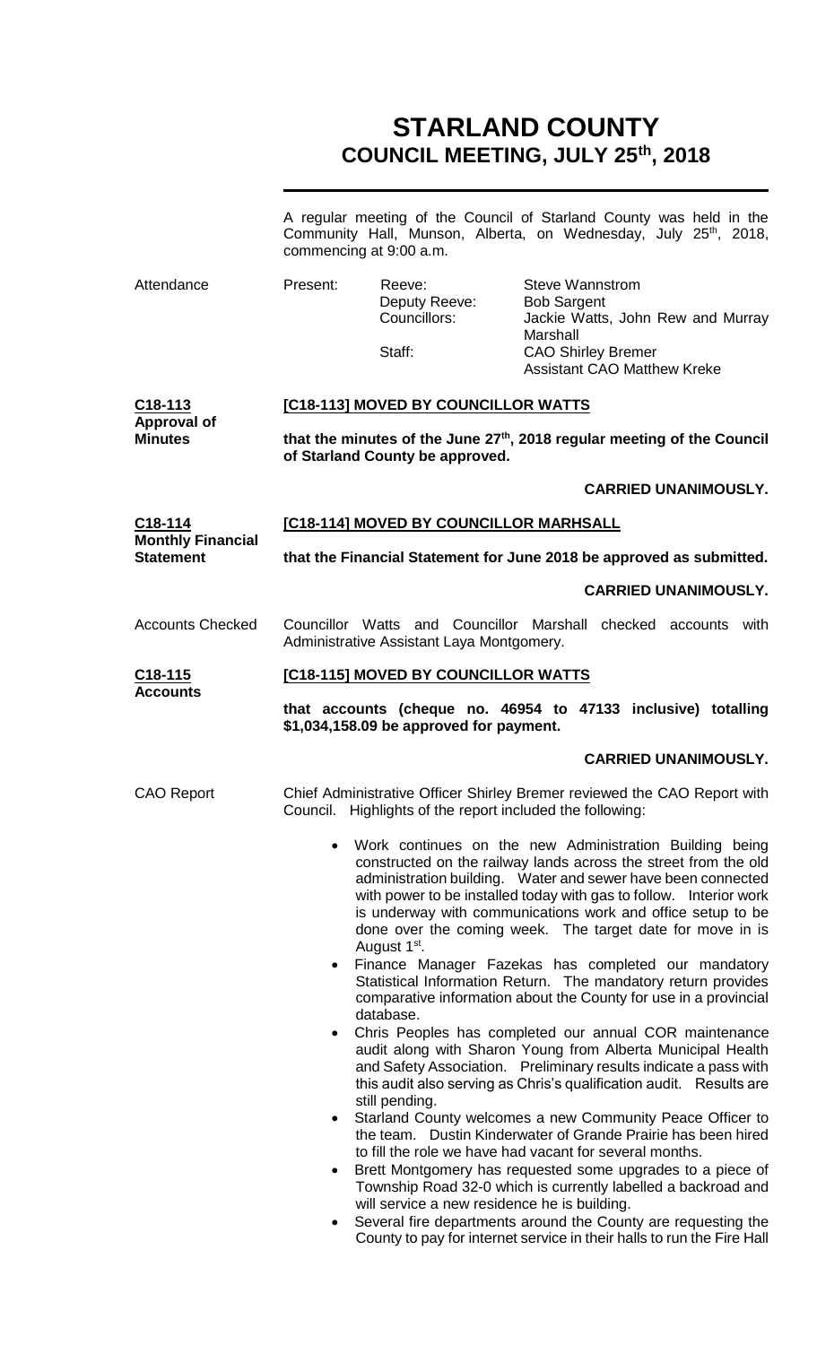# STARLAND COUNTY
## COUNCIL MEETING, JULY 25th, 2018

A regular meeting of the Council of Starland County was held in the Community Hall, Munson, Alberta, on Wednesday, July 25th, 2018, commencing at 9:00 a.m.

**Attendance**

| Present: | Reeve: | Steve Wannstrom |
|---|---|---|
| | Deputy Reeve: | Bob Sargent |
| | Councillors: | Jackie Watts, John Rew and Murray Marshall |
| | Staff: | CAO Shirley Bremer |
| | | Assistant CAO Matthew Kreke |

**C18-113**
**Approval of Minutes**

**[C18-113] MOVED BY COUNCILLOR WATTS**

**that the minutes of the June 27th, 2018 regular meeting of the Council of Starland County be approved.**

**CARRIED UNANIMOUSLY.**

**C18-114**
**Monthly Financial Statement**

**[C18-114] MOVED BY COUNCILLOR MARHSALL**

**that the Financial Statement for June 2018 be approved as submitted.**

**CARRIED UNANIMOUSLY.**

**Accounts Checked**

Councillor Watts and Councillor Marshall checked accounts with Administrative Assistant Laya Montgomery.

**C18-115**
**Accounts**

**[C18-115] MOVED BY COUNCILLOR WATTS**

**that accounts (cheque no. 46954 to 47133 inclusive) totalling $1,034,158.09 be approved for payment.**

**CARRIED UNANIMOUSLY.**

**CAO Report**

Chief Administrative Officer Shirley Bremer reviewed the CAO Report with Council. Highlights of the report included the following:

- Work continues on the new Administration Building being constructed on the railway lands across the street from the old administration building. Water and sewer have been connected with power to be installed today with gas to follow. Interior work is underway with communications work and office setup to be done over the coming week. The target date for move in is August 1st.
- Finance Manager Fazekas has completed our mandatory Statistical Information Return. The mandatory return provides comparative information about the County for use in a provincial database.
- Chris Peoples has completed our annual COR maintenance audit along with Sharon Young from Alberta Municipal Health and Safety Association. Preliminary results indicate a pass with this audit also serving as Chris's qualification audit. Results are still pending.
- Starland County welcomes a new Community Peace Officer to the team. Dustin Kinderwater of Grande Prairie has been hired to fill the role we have had vacant for several months.
- Brett Montgomery has requested some upgrades to a piece of Township Road 32-0 which is currently labelled a backroad and will service a new residence he is building.
- Several fire departments around the County are requesting the County to pay for internet service in their halls to run the Fire Hall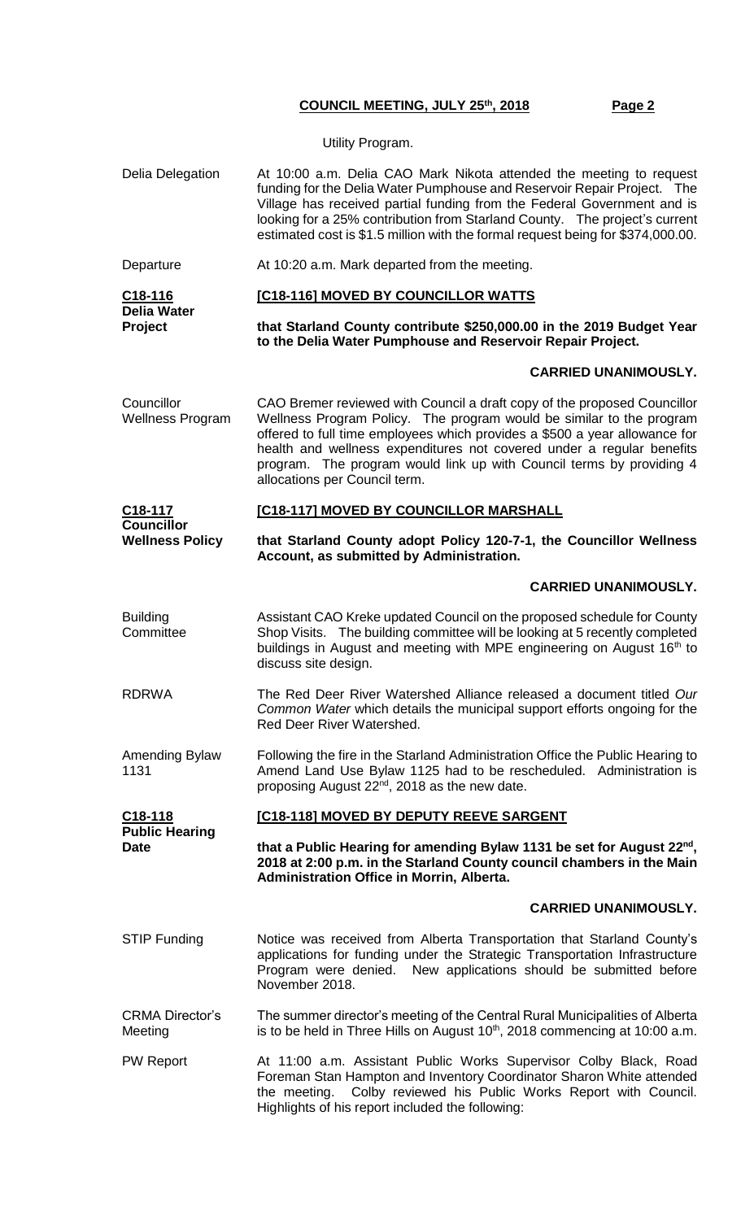Utility Program.

**Delia Delegation**

At 10:00 a.m. Delia CAO Mark Nikota attended the meeting to request funding for the Delia Water Pumphouse and Reservoir Repair Project. The Village has received partial funding from the Federal Government and is looking for a 25% contribution from Starland County. The project's current estimated cost is $1.5 million with the formal request being for $374,000.00.

**Departure**

At 10:20 a.m. Mark departed from the meeting.

**C18-116 Delia Water Project**

**[C18-116] MOVED BY COUNCILLOR WATTS**

**that Starland County contribute $250,000.00 in the 2019 Budget Year to the Delia Water Pumphouse and Reservoir Repair Project.**

**CARRIED UNANIMOUSLY.**

**Councillor Wellness Program**

CAO Bremer reviewed with Council a draft copy of the proposed Councillor Wellness Program Policy. The program would be similar to the program offered to full time employees which provides a $500 a year allowance for health and wellness expenditures not covered under a regular benefits program. The program would link up with Council terms by providing 4 allocations per Council term.

**C18-117 Councillor Wellness Policy**

**[C18-117] MOVED BY COUNCILLOR MARSHALL**

**that Starland County adopt Policy 120-7-1, the Councillor Wellness Account, as submitted by Administration.**

**CARRIED UNANIMOUSLY.**

**Building Committee**

Assistant CAO Kreke updated Council on the proposed schedule for County Shop Visits. The building committee will be looking at 5 recently completed buildings in August and meeting with MPE engineering on August 16th to discuss site design.

**RDRWA**

The Red Deer River Watershed Alliance released a document titled *Our Common Water* which details the municipal support efforts ongoing for the Red Deer River Watershed.

**Amending Bylaw 1131**

Following the fire in the Starland Administration Office the Public Hearing to Amend Land Use Bylaw 1125 had to be rescheduled. Administration is proposing August 22nd, 2018 as the new date.

**C18-118 Public Hearing Date**

**[C18-118] MOVED BY DEPUTY REEVE SARGENT**

**that a Public Hearing for amending Bylaw 1131 be set for August 22nd, 2018 at 2:00 p.m. in the Starland County council chambers in the Main Administration Office in Morrin, Alberta.**

**CARRIED UNANIMOUSLY.**

**STIP Funding**

Notice was received from Alberta Transportation that Starland County's applications for funding under the Strategic Transportation Infrastructure Program were denied. New applications should be submitted before November 2018.

**CRMA Director's Meeting**

The summer director's meeting of the Central Rural Municipalities of Alberta is to be held in Three Hills on August 10th, 2018 commencing at 10:00 a.m.

**PW Report**

At 11:00 a.m. Assistant Public Works Supervisor Colby Black, Road Foreman Stan Hampton and Inventory Coordinator Sharon White attended the meeting. Colby reviewed his Public Works Report with Council. Highlights of his report included the following: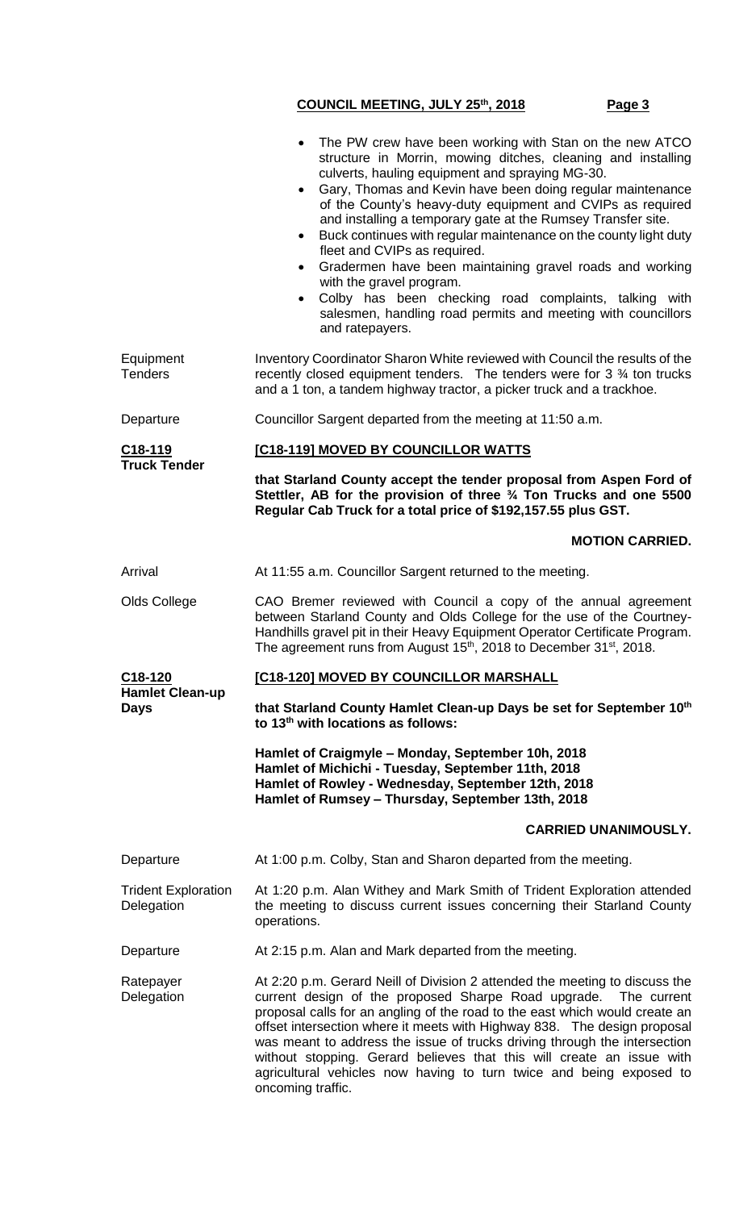- The PW crew have been working with Stan on the new ATCO structure in Morrin, mowing ditches, cleaning and installing culverts, hauling equipment and spraying MG-30.
- Gary, Thomas and Kevin have been doing regular maintenance of the County's heavy-duty equipment and CVIPs as required and installing a temporary gate at the Rumsey Transfer site.
- Buck continues with regular maintenance on the county light duty fleet and CVIPs as required.
- Gradermen have been maintaining gravel roads and working with the gravel program.
- Colby has been checking road complaints, talking with salesmen, handling road permits and meeting with councillors and ratepayers.

**Equipment Tenders** — Inventory Coordinator Sharon White reviewed with Council the results of the recently closed equipment tenders. The tenders were for 3 ¾ ton trucks and a 1 ton, a tandem highway tractor, a picker truck and a trackhoe.

**Departure** — Councillor Sargent departed from the meeting at 11:50 a.m.

**C18-119 Truck Tender**

**[C18-119] MOVED BY COUNCILLOR WATTS**

**that Starland County accept the tender proposal from Aspen Ford of Stettler, AB for the provision of three ¾ Ton Trucks and one 5500 Regular Cab Truck for a total price of $192,157.55 plus GST.**

**MOTION CARRIED.**

**Arrival** — At 11:55 a.m. Councillor Sargent returned to the meeting.

**Olds College** — CAO Bremer reviewed with Council a copy of the annual agreement between Starland County and Olds College for the use of the Courtney-Handhills gravel pit in their Heavy Equipment Operator Certificate Program. The agreement runs from August 15th, 2018 to December 31st, 2018.

**C18-120 Hamlet Clean-up Days**

**[C18-120] MOVED BY COUNCILLOR MARSHALL**

**that Starland County Hamlet Clean-up Days be set for September 10th to 13th with locations as follows:**

**Hamlet of Craigmyle – Monday, September 10h, 2018**
**Hamlet of Michichi - Tuesday, September 11th, 2018**
**Hamlet of Rowley - Wednesday, September 12th, 2018**
**Hamlet of Rumsey – Thursday, September 13th, 2018**

**CARRIED UNANIMOUSLY.**

**Departure** — At 1:00 p.m. Colby, Stan and Sharon departed from the meeting.

**Trident Exploration Delegation** — At 1:20 p.m. Alan Withey and Mark Smith of Trident Exploration attended the meeting to discuss current issues concerning their Starland County operations.

**Departure** — At 2:15 p.m. Alan and Mark departed from the meeting.

**Ratepayer Delegation** — At 2:20 p.m. Gerard Neill of Division 2 attended the meeting to discuss the current design of the proposed Sharpe Road upgrade. The current proposal calls for an angling of the road to the east which would create an offset intersection where it meets with Highway 838. The design proposal was meant to address the issue of trucks driving through the intersection without stopping. Gerard believes that this will create an issue with agricultural vehicles now having to turn twice and being exposed to oncoming traffic.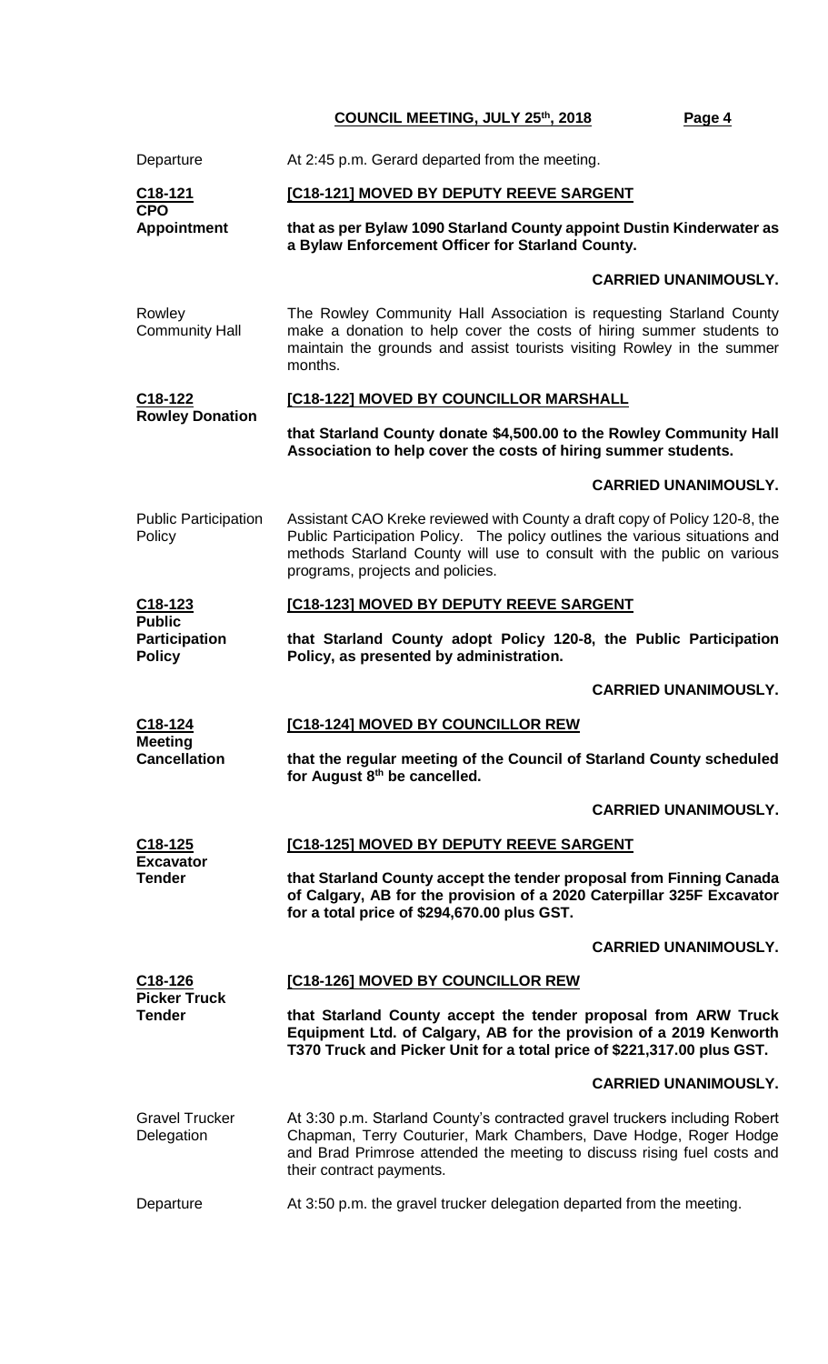Departure — At 2:45 p.m. Gerard departed from the meeting.

**C18-121**
**CPO Appointment**

**[C18-121] MOVED BY DEPUTY REEVE SARGENT**

**that as per Bylaw 1090 Starland County appoint Dustin Kinderwater as a Bylaw Enforcement Officer for Starland County.**

**CARRIED UNANIMOUSLY.**

Rowley Community Hall — The Rowley Community Hall Association is requesting Starland County make a donation to help cover the costs of hiring summer students to maintain the grounds and assist tourists visiting Rowley in the summer months.

**C18-122**
**Rowley Donation**

**[C18-122] MOVED BY COUNCILLOR MARSHALL**

**that Starland County donate $4,500.00 to the Rowley Community Hall Association to help cover the costs of hiring summer students.**

**CARRIED UNANIMOUSLY.**

Public Participation Policy — Assistant CAO Kreke reviewed with County a draft copy of Policy 120-8, the Public Participation Policy. The policy outlines the various situations and methods Starland County will use to consult with the public on various programs, projects and policies.

**C18-123**
**Public Participation Policy**

**[C18-123] MOVED BY DEPUTY REEVE SARGENT**

**that Starland County adopt Policy 120-8, the Public Participation Policy, as presented by administration.**

**CARRIED UNANIMOUSLY.**

**C18-124**
**Meeting Cancellation**

**[C18-124] MOVED BY COUNCILLOR REW**

**that the regular meeting of the Council of Starland County scheduled for August 8th be cancelled.**

**CARRIED UNANIMOUSLY.**

**C18-125**
**Excavator Tender**

**[C18-125] MOVED BY DEPUTY REEVE SARGENT**

**that Starland County accept the tender proposal from Finning Canada of Calgary, AB for the provision of a 2020 Caterpillar 325F Excavator for a total price of $294,670.00 plus GST.**

**CARRIED UNANIMOUSLY.**

**C18-126**
**Picker Truck Tender**

**[C18-126] MOVED BY COUNCILLOR REW**

**that Starland County accept the tender proposal from ARW Truck Equipment Ltd. of Calgary, AB for the provision of a 2019 Kenworth T370 Truck and Picker Unit for a total price of $221,317.00 plus GST.**

**CARRIED UNANIMOUSLY.**

Gravel Trucker Delegation — At 3:30 p.m. Starland County's contracted gravel truckers including Robert Chapman, Terry Couturier, Mark Chambers, Dave Hodge, Roger Hodge and Brad Primrose attended the meeting to discuss rising fuel costs and their contract payments.

Departure — At 3:50 p.m. the gravel trucker delegation departed from the meeting.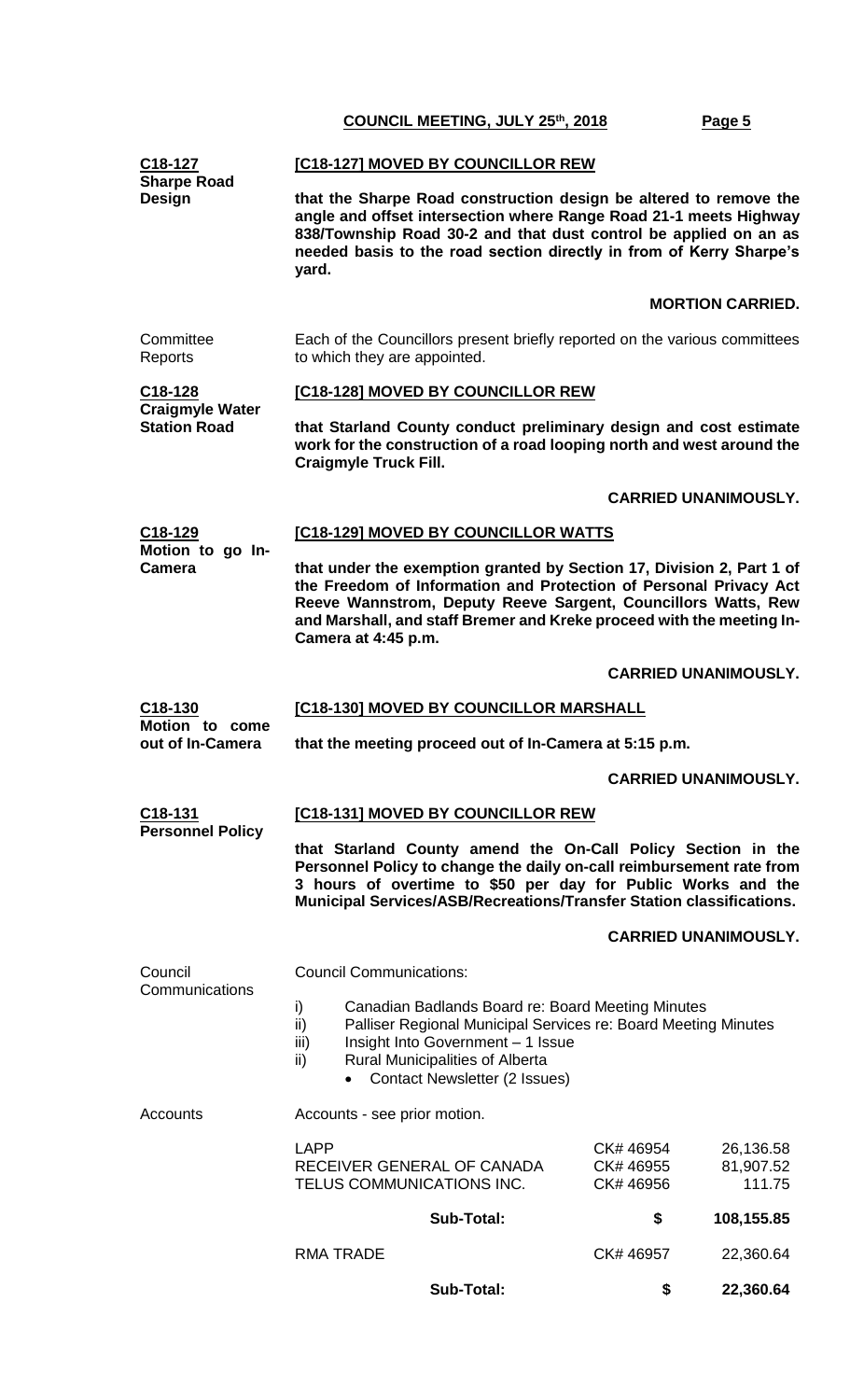**C18-127**
**Sharpe Road Design**

**[C18-127] MOVED BY COUNCILLOR REW**

**that the Sharpe Road construction design be altered to remove the angle and offset intersection where Range Road 21-1 meets Highway 838/Township Road 30-2 and that dust control be applied on an as needed basis to the road section directly in from of Kerry Sharpe's yard.**

**MORTION CARRIED.**

Committee Reports

Each of the Councillors present briefly reported on the various committees to which they are appointed.

**C18-128**
**Craigmyle Water Station Road**

**[C18-128] MOVED BY COUNCILLOR REW**

**that Starland County conduct preliminary design and cost estimate work for the construction of a road looping north and west around the Craigmyle Truck Fill.**

**CARRIED UNANIMOUSLY.**

**C18-129**
**Motion to go In-Camera**

**[C18-129] MOVED BY COUNCILLOR WATTS**

**that under the exemption granted by Section 17, Division 2, Part 1 of the Freedom of Information and Protection of Personal Privacy Act Reeve Wannstrom, Deputy Reeve Sargent, Councillors Watts, Rew and Marshall, and staff Bremer and Kreke proceed with the meeting In-Camera at 4:45 p.m.**

**CARRIED UNANIMOUSLY.**

**C18-130**
**Motion to come out of In-Camera**

**[C18-130] MOVED BY COUNCILLOR MARSHALL**

**that the meeting proceed out of In-Camera at 5:15 p.m.**

**CARRIED UNANIMOUSLY.**

**C18-131**
**Personnel Policy**

**[C18-131] MOVED BY COUNCILLOR REW**

**that Starland County amend the On-Call Policy Section in the Personnel Policy to change the daily on-call reimbursement rate from 3 hours of overtime to $50 per day for Public Works and the Municipal Services/ASB/Recreations/Transfer Station classifications.**

**CARRIED UNANIMOUSLY.**

Council Communications

Council Communications:

i) Canadian Badlands Board re: Board Meeting Minutes
ii) Palliser Regional Municipal Services re: Board Meeting Minutes
iii) Insight Into Government – 1 Issue
ii) Rural Municipalities of Alberta
  - Contact Newsletter (2 Issues)

Accounts

Accounts - see prior motion.

| | | |
|---|---|---|
| LAPP | CK# 46954 | 26,136.58 |
| RECEIVER GENERAL OF CANADA | CK# 46955 | 81,907.52 |
| TELUS COMMUNICATIONS INC. | CK# 46956 | 111.75 |
| **Sub-Total:** | **$** | **108,155.85** |
| RMA TRADE | CK# 46957 | 22,360.64 |
| **Sub-Total:** | **$** | **22,360.64** |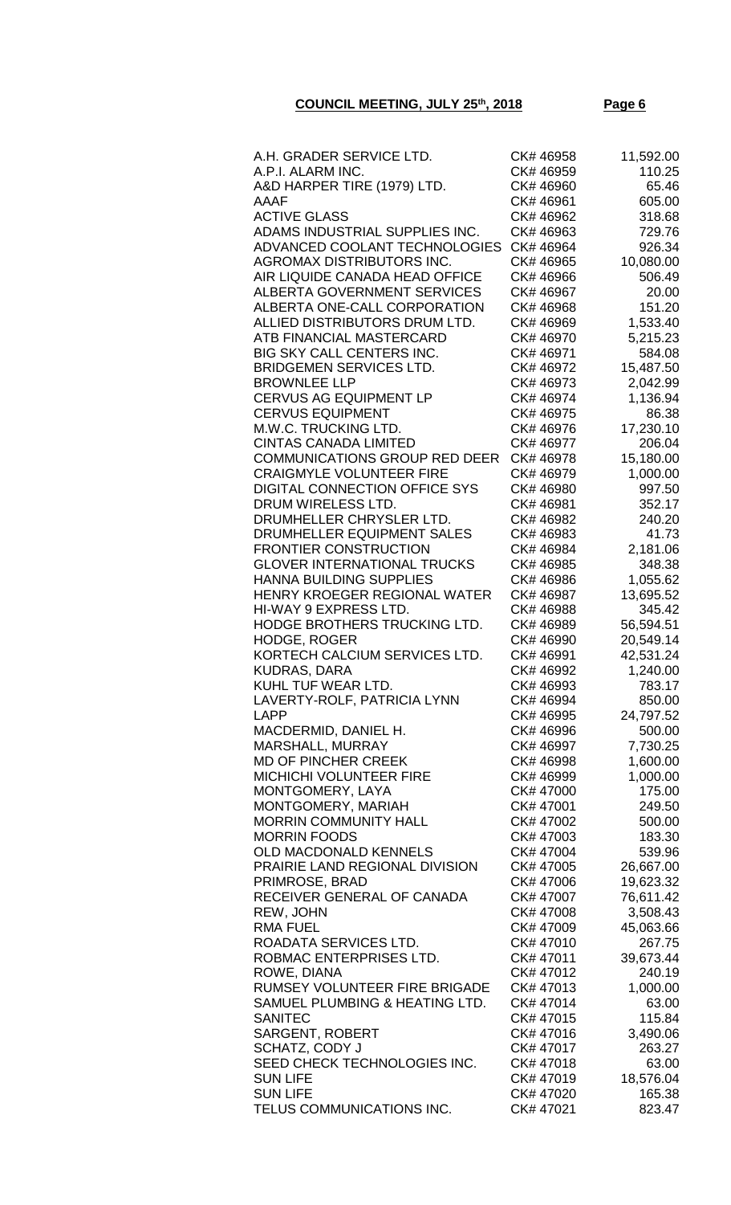| | | |
|---|---|---|
| A.H. GRADER SERVICE LTD. | CK# 46958 | 11,592.00 |
| A.P.I. ALARM INC. | CK# 46959 | 110.25 |
| A&D HARPER TIRE (1979) LTD. | CK# 46960 | 65.46 |
| AAAF | CK# 46961 | 605.00 |
| ACTIVE GLASS | CK# 46962 | 318.68 |
| ADAMS INDUSTRIAL SUPPLIES INC. | CK# 46963 | 729.76 |
| ADVANCED COOLANT TECHNOLOGIES | CK# 46964 | 926.34 |
| AGROMAX DISTRIBUTORS INC. | CK# 46965 | 10,080.00 |
| AIR LIQUIDE CANADA HEAD OFFICE | CK# 46966 | 506.49 |
| ALBERTA GOVERNMENT SERVICES | CK# 46967 | 20.00 |
| ALBERTA ONE-CALL CORPORATION | CK# 46968 | 151.20 |
| ALLIED DISTRIBUTORS DRUM LTD. | CK# 46969 | 1,533.40 |
| ATB FINANCIAL MASTERCARD | CK# 46970 | 5,215.23 |
| BIG SKY CALL CENTERS INC. | CK# 46971 | 584.08 |
| BRIDGEMEN SERVICES LTD. | CK# 46972 | 15,487.50 |
| BROWNLEE LLP | CK# 46973 | 2,042.99 |
| CERVUS AG EQUIPMENT LP | CK# 46974 | 1,136.94 |
| CERVUS EQUIPMENT | CK# 46975 | 86.38 |
| M.W.C. TRUCKING LTD. | CK# 46976 | 17,230.10 |
| CINTAS CANADA LIMITED | CK# 46977 | 206.04 |
| COMMUNICATIONS GROUP RED DEER | CK# 46978 | 15,180.00 |
| CRAIGMYLE VOLUNTEER FIRE | CK# 46979 | 1,000.00 |
| DIGITAL CONNECTION OFFICE SYS | CK# 46980 | 997.50 |
| DRUM WIRELESS LTD. | CK# 46981 | 352.17 |
| DRUMHELLER CHRYSLER LTD. | CK# 46982 | 240.20 |
| DRUMHELLER EQUIPMENT SALES | CK# 46983 | 41.73 |
| FRONTIER CONSTRUCTION | CK# 46984 | 2,181.06 |
| GLOVER INTERNATIONAL TRUCKS | CK# 46985 | 348.38 |
| HANNA BUILDING SUPPLIES | CK# 46986 | 1,055.62 |
| HENRY KROEGER REGIONAL WATER | CK# 46987 | 13,695.52 |
| HI-WAY 9 EXPRESS LTD. | CK# 46988 | 345.42 |
| HODGE BROTHERS TRUCKING LTD. | CK# 46989 | 56,594.51 |
| HODGE, ROGER | CK# 46990 | 20,549.14 |
| KORTECH CALCIUM SERVICES LTD. | CK# 46991 | 42,531.24 |
| KUDRAS, DARA | CK# 46992 | 1,240.00 |
| KUHL TUF WEAR LTD. | CK# 46993 | 783.17 |
| LAVERTY-ROLF, PATRICIA LYNN | CK# 46994 | 850.00 |
| LAPP | CK# 46995 | 24,797.52 |
| MACDERMID, DANIEL H. | CK# 46996 | 500.00 |
| MARSHALL, MURRAY | CK# 46997 | 7,730.25 |
| MD OF PINCHER CREEK | CK# 46998 | 1,600.00 |
| MICHICHI VOLUNTEER FIRE | CK# 46999 | 1,000.00 |
| MONTGOMERY, LAYA | CK# 47000 | 175.00 |
| MONTGOMERY, MARIAH | CK# 47001 | 249.50 |
| MORRIN COMMUNITY HALL | CK# 47002 | 500.00 |
| MORRIN FOODS | CK# 47003 | 183.30 |
| OLD MACDONALD KENNELS | CK# 47004 | 539.96 |
| PRAIRIE LAND REGIONAL DIVISION | CK# 47005 | 26,667.00 |
| PRIMROSE, BRAD | CK# 47006 | 19,623.32 |
| RECEIVER GENERAL OF CANADA | CK# 47007 | 76,611.42 |
| REW, JOHN | CK# 47008 | 3,508.43 |
| RMA FUEL | CK# 47009 | 45,063.66 |
| ROADATA SERVICES LTD. | CK# 47010 | 267.75 |
| ROBMAC ENTERPRISES LTD. | CK# 47011 | 39,673.44 |
| ROWE, DIANA | CK# 47012 | 240.19 |
| RUMSEY VOLUNTEER FIRE BRIGADE | CK# 47013 | 1,000.00 |
| SAMUEL PLUMBING & HEATING LTD. | CK# 47014 | 63.00 |
| SANITEC | CK# 47015 | 115.84 |
| SARGENT, ROBERT | CK# 47016 | 3,490.06 |
| SCHATZ, CODY J | CK# 47017 | 263.27 |
| SEED CHECK TECHNOLOGIES INC. | CK# 47018 | 63.00 |
| SUN LIFE | CK# 47019 | 18,576.04 |
| SUN LIFE | CK# 47020 | 165.38 |
| TELUS COMMUNICATIONS INC. | CK# 47021 | 823.47 |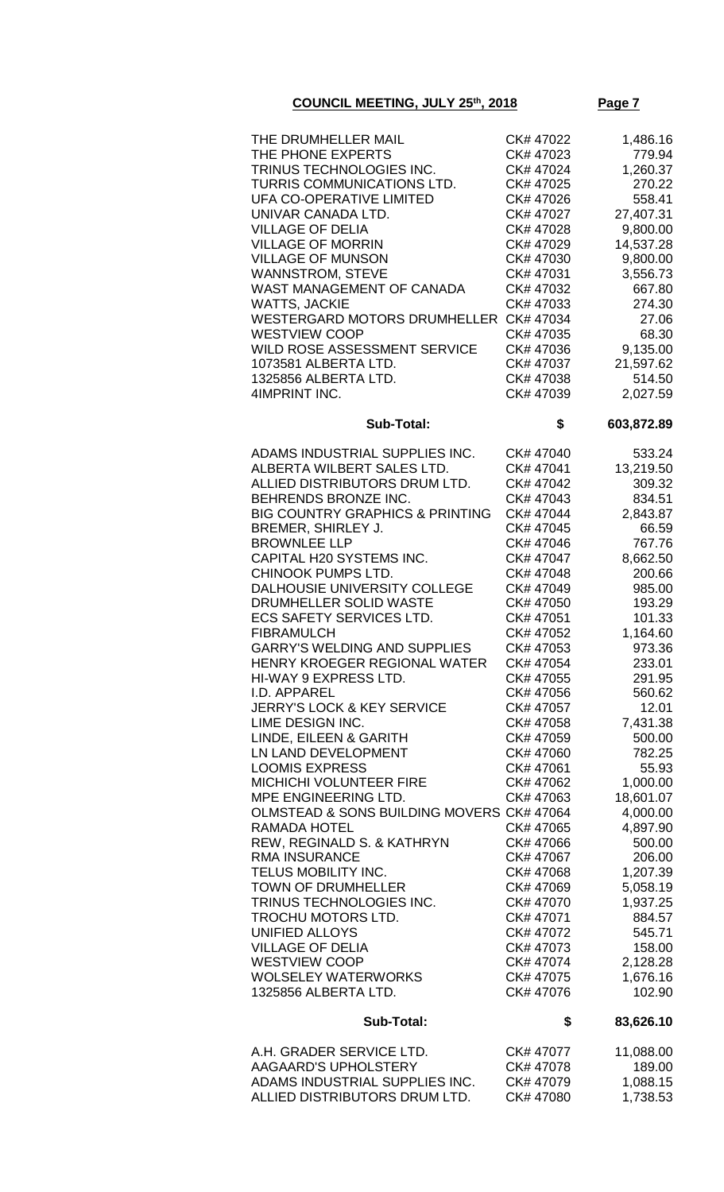**COUNCIL MEETING, JULY 25th, 2018**

| | | |
|---|---|---|
| THE DRUMHELLER MAIL | CK# 47022 | 1,486.16 |
| THE PHONE EXPERTS | CK# 47023 | 779.94 |
| TRINUS TECHNOLOGIES INC. | CK# 47024 | 1,260.37 |
| TURRIS COMMUNICATIONS LTD. | CK# 47025 | 270.22 |
| UFA CO-OPERATIVE LIMITED | CK# 47026 | 558.41 |
| UNIVAR CANADA LTD. | CK# 47027 | 27,407.31 |
| VILLAGE OF DELIA | CK# 47028 | 9,800.00 |
| VILLAGE OF MORRIN | CK# 47029 | 14,537.28 |
| VILLAGE OF MUNSON | CK# 47030 | 9,800.00 |
| WANNSTROM, STEVE | CK# 47031 | 3,556.73 |
| WAST MANAGEMENT OF CANADA | CK# 47032 | 667.80 |
| WATTS, JACKIE | CK# 47033 | 274.30 |
| WESTERGARD MOTORS DRUMHELLER | CK# 47034 | 27.06 |
| WESTVIEW COOP | CK# 47035 | 68.30 |
| WILD ROSE ASSESSMENT SERVICE | CK# 47036 | 9,135.00 |
| 1073581 ALBERTA LTD. | CK# 47037 | 21,597.62 |
| 1325856 ALBERTA LTD. | CK# 47038 | 514.50 |
| 4IMPRINT INC. | CK# 47039 | 2,027.59 |
| **Sub-Total:** | **$** | **603,872.89** |
| ADAMS INDUSTRIAL SUPPLIES INC. | CK# 47040 | 533.24 |
| ALBERTA WILBERT SALES LTD. | CK# 47041 | 13,219.50 |
| ALLIED DISTRIBUTORS DRUM LTD. | CK# 47042 | 309.32 |
| BEHRENDS BRONZE INC. | CK# 47043 | 834.51 |
| BIG COUNTRY GRAPHICS & PRINTING | CK# 47044 | 2,843.87 |
| BREMER, SHIRLEY J. | CK# 47045 | 66.59 |
| BROWNLEE LLP | CK# 47046 | 767.76 |
| CAPITAL H20 SYSTEMS INC. | CK# 47047 | 8,662.50 |
| CHINOOK PUMPS LTD. | CK# 47048 | 200.66 |
| DALHOUSIE UNIVERSITY COLLEGE | CK# 47049 | 985.00 |
| DRUMHELLER SOLID WASTE | CK# 47050 | 193.29 |
| ECS SAFETY SERVICES LTD. | CK# 47051 | 101.33 |
| FIBRAMULCH | CK# 47052 | 1,164.60 |
| GARRY'S WELDING AND SUPPLIES | CK# 47053 | 973.36 |
| HENRY KROEGER REGIONAL WATER | CK# 47054 | 233.01 |
| HI-WAY 9 EXPRESS LTD. | CK# 47055 | 291.95 |
| I.D. APPAREL | CK# 47056 | 560.62 |
| JERRY'S LOCK & KEY SERVICE | CK# 47057 | 12.01 |
| LIME DESIGN INC. | CK# 47058 | 7,431.38 |
| LINDE, EILEEN & GARITH | CK# 47059 | 500.00 |
| LN LAND DEVELOPMENT | CK# 47060 | 782.25 |
| LOOMIS EXPRESS | CK# 47061 | 55.93 |
| MICHICHI VOLUNTEER FIRE | CK# 47062 | 1,000.00 |
| MPE ENGINEERING LTD. | CK# 47063 | 18,601.07 |
| OLMSTEAD & SONS BUILDING MOVERS | CK# 47064 | 4,000.00 |
| RAMADA HOTEL | CK# 47065 | 4,897.90 |
| REW, REGINALD S. & KATHRYN | CK# 47066 | 500.00 |
| RMA INSURANCE | CK# 47067 | 206.00 |
| TELUS MOBILITY INC. | CK# 47068 | 1,207.39 |
| TOWN OF DRUMHELLER | CK# 47069 | 5,058.19 |
| TRINUS TECHNOLOGIES INC. | CK# 47070 | 1,937.25 |
| TROCHU MOTORS LTD. | CK# 47071 | 884.57 |
| UNIFIED ALLOYS | CK# 47072 | 545.71 |
| VILLAGE OF DELIA | CK# 47073 | 158.00 |
| WESTVIEW COOP | CK# 47074 | 2,128.28 |
| WOLSELEY WATERWORKS | CK# 47075 | 1,676.16 |
| 1325856 ALBERTA LTD. | CK# 47076 | 102.90 |
| **Sub-Total:** | **$** | **83,626.10** |
| A.H. GRADER SERVICE LTD. | CK# 47077 | 11,088.00 |
| AAGAARD'S UPHOLSTERY | CK# 47078 | 189.00 |
| ADAMS INDUSTRIAL SUPPLIES INC. | CK# 47079 | 1,088.15 |
| ALLIED DISTRIBUTORS DRUM LTD. | CK# 47080 | 1,738.53 |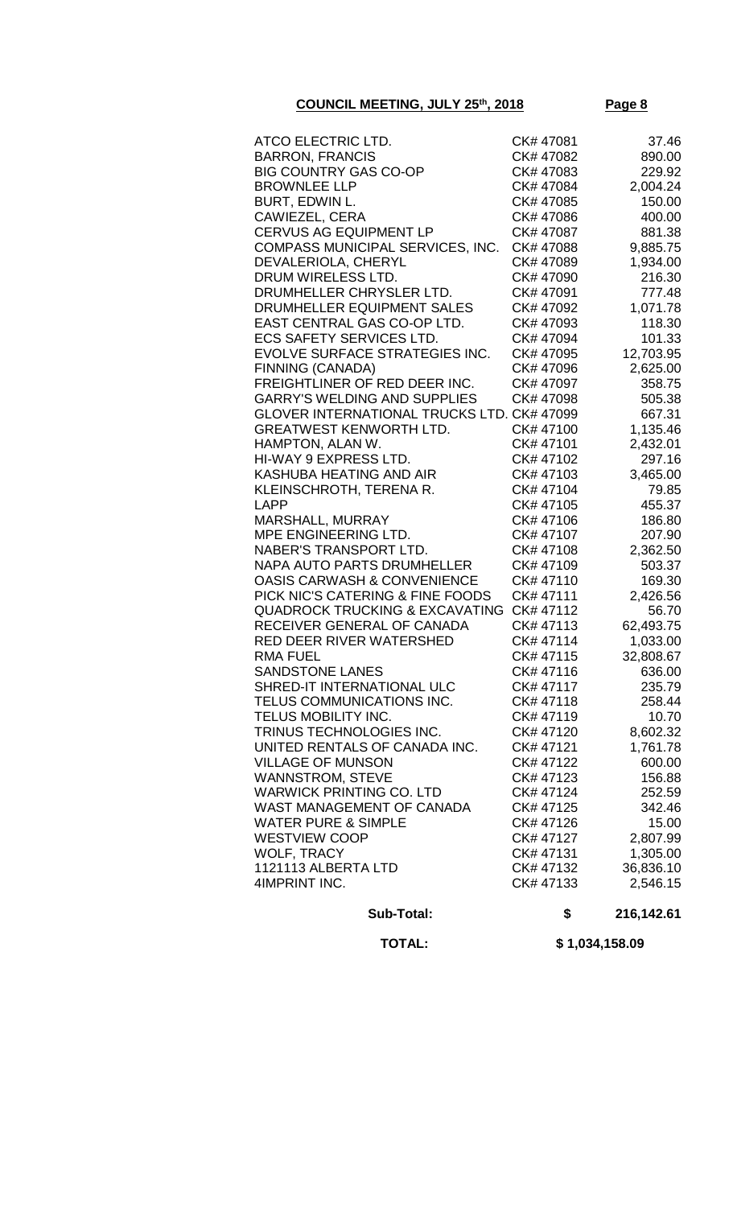**COUNCIL MEETING, JULY 25th, 2018**

| Vendor | Cheque | Amount |
|---|---|---|
| ATCO ELECTRIC LTD. | CK# 47081 | 37.46 |
| BARRON, FRANCIS | CK# 47082 | 890.00 |
| BIG COUNTRY GAS CO-OP | CK# 47083 | 229.92 |
| BROWNLEE LLP | CK# 47084 | 2,004.24 |
| BURT, EDWIN L. | CK# 47085 | 150.00 |
| CAWIEZEL, CERA | CK# 47086 | 400.00 |
| CERVUS AG EQUIPMENT LP | CK# 47087 | 881.38 |
| COMPASS MUNICIPAL SERVICES, INC. | CK# 47088 | 9,885.75 |
| DEVALERIOLA, CHERYL | CK# 47089 | 1,934.00 |
| DRUM WIRELESS LTD. | CK# 47090 | 216.30 |
| DRUMHELLER CHRYSLER LTD. | CK# 47091 | 777.48 |
| DRUMHELLER EQUIPMENT SALES | CK# 47092 | 1,071.78 |
| EAST CENTRAL GAS CO-OP LTD. | CK# 47093 | 118.30 |
| ECS SAFETY SERVICES LTD. | CK# 47094 | 101.33 |
| EVOLVE SURFACE STRATEGIES INC. | CK# 47095 | 12,703.95 |
| FINNING (CANADA) | CK# 47096 | 2,625.00 |
| FREIGHTLINER OF RED DEER INC. | CK# 47097 | 358.75 |
| GARRY'S WELDING AND SUPPLIES | CK# 47098 | 505.38 |
| GLOVER INTERNATIONAL TRUCKS LTD. | CK# 47099 | 667.31 |
| GREATWEST KENWORTH LTD. | CK# 47100 | 1,135.46 |
| HAMPTON, ALAN W. | CK# 47101 | 2,432.01 |
| HI-WAY 9 EXPRESS LTD. | CK# 47102 | 297.16 |
| KASHUBA HEATING AND AIR | CK# 47103 | 3,465.00 |
| KLEINSCHROTH, TERENA R. | CK# 47104 | 79.85 |
| LAPP | CK# 47105 | 455.37 |
| MARSHALL, MURRAY | CK# 47106 | 186.80 |
| MPE ENGINEERING LTD. | CK# 47107 | 207.90 |
| NABER'S TRANSPORT LTD. | CK# 47108 | 2,362.50 |
| NAPA AUTO PARTS DRUMHELLER | CK# 47109 | 503.37 |
| OASIS CARWASH & CONVENIENCE | CK# 47110 | 169.30 |
| PICK NIC'S CATERING & FINE FOODS | CK# 47111 | 2,426.56 |
| QUADROCK TRUCKING & EXCAVATING | CK# 47112 | 56.70 |
| RECEIVER GENERAL OF CANADA | CK# 47113 | 62,493.75 |
| RED DEER RIVER WATERSHED | CK# 47114 | 1,033.00 |
| RMA FUEL | CK# 47115 | 32,808.67 |
| SANDSTONE LANES | CK# 47116 | 636.00 |
| SHRED-IT INTERNATIONAL ULC | CK# 47117 | 235.79 |
| TELUS COMMUNICATIONS INC. | CK# 47118 | 258.44 |
| TELUS MOBILITY INC. | CK# 47119 | 10.70 |
| TRINUS TECHNOLOGIES INC. | CK# 47120 | 8,602.32 |
| UNITED RENTALS OF CANADA INC. | CK# 47121 | 1,761.78 |
| VILLAGE OF MUNSON | CK# 47122 | 600.00 |
| WANNSTROM, STEVE | CK# 47123 | 156.88 |
| WARWICK PRINTING CO. LTD | CK# 47124 | 252.59 |
| WAST MANAGEMENT OF CANADA | CK# 47125 | 342.46 |
| WATER PURE & SIMPLE | CK# 47126 | 15.00 |
| WESTVIEW COOP | CK# 47127 | 2,807.99 |
| WOLF, TRACY | CK# 47131 | 1,305.00 |
| 1121113 ALBERTA LTD | CK# 47132 | 36,836.10 |
| 4IMPRINT INC. | CK# 47133 | 2,546.15 |
| **Sub-Total:** | **$** | **216,142.61** |
| **TOTAL:** | | **$ 1,034,158.09** |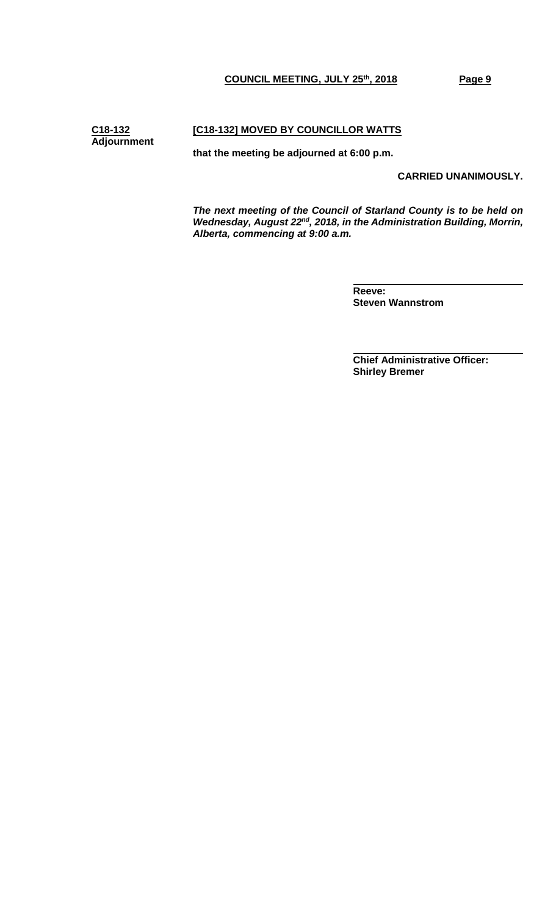**C18-132**
**Adjournment**

**[C18-132] MOVED BY COUNCILLOR WATTS**

**that the meeting be adjourned at 6:00 p.m.**

**CARRIED UNANIMOUSLY.**

***The next meeting of the Council of Starland County is to be held on Wednesday, August 22nd, 2018, in the Administration Building, Morrin, Alberta, commencing at 9:00 a.m.***

**Reeve:**
**Steven Wannstrom**

**Chief Administrative Officer:**
**Shirley Bremer**